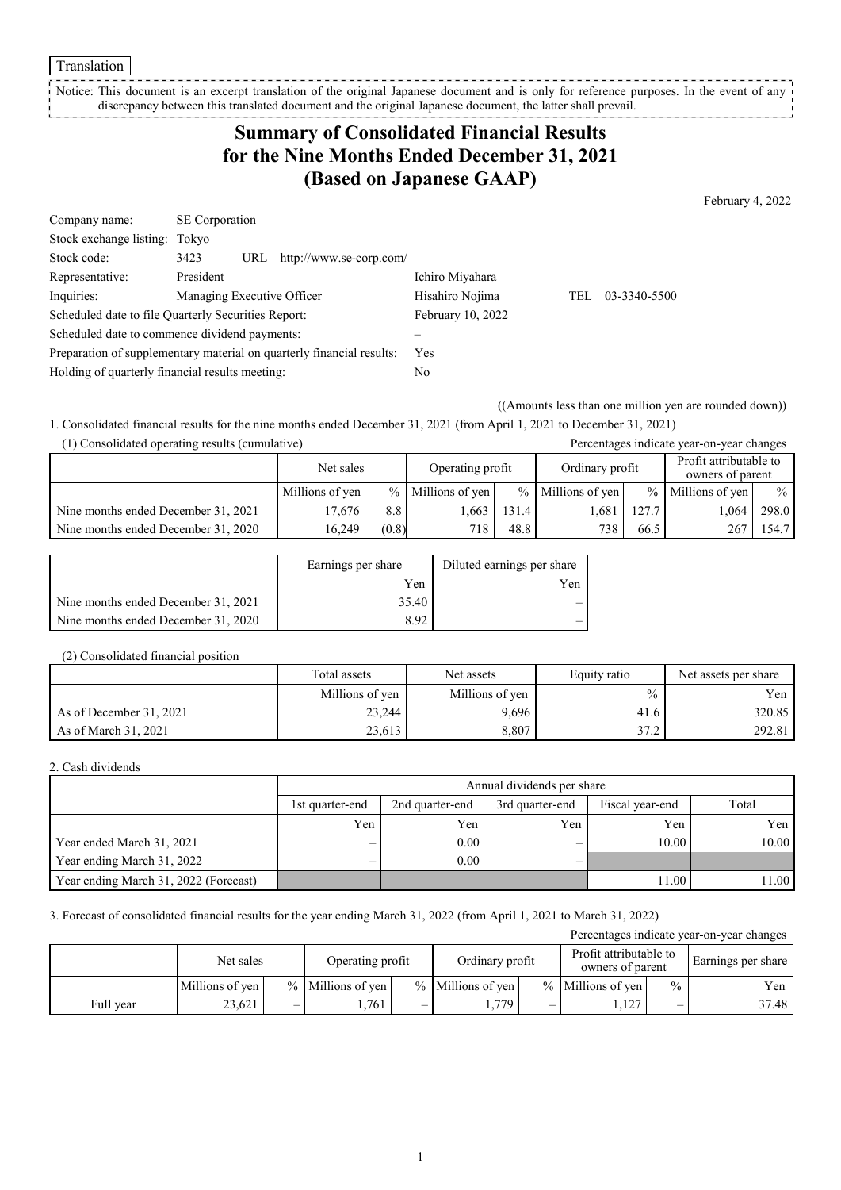Translation

Notice: This document is an excerpt translation of the original Japanese document and is only for reference purposes. In the event of any discrepancy between this translated document and the original Japanese document, the latter shall prevail.

# Summary of Consolidated Financial Results for the Nine Months Ended December 31, 2021 (Based on Japanese GAAP)

February 4, 2022

| | | | |
|---|---|---|---|
| Company name: | SE Corporation | | |
| Stock exchange listing: | Tokyo | | |
| Stock code: | 3423 URL http://www.se-corp.com/ | | |
| Representative: | President | Ichiro Miyahara | |
| Inquiries: | Managing Executive Officer | Hisahiro Nojima | TEL 03-3340-5500 |
| Scheduled date to file Quarterly Securities Report: | | February 10, 2022 | |
| Scheduled date to commence dividend payments: | | – | |
| Preparation of supplementary material on quarterly financial results: | | Yes | |
| Holding of quarterly financial results meeting: | | No | |

((Amounts less than one million yen are rounded down))

1. Consolidated financial results for the nine months ended December 31, 2021 (from April 1, 2021 to December 31, 2021)

(1) Consolidated operating results (cumulative)

Percentages indicate year-on-year changes

| | Net sales | | Operating profit | | Ordinary profit | | Profit attributable to owners of parent | |
|---|---|---|---|---|---|---|---|---|
| | Millions of yen | % | Millions of yen | % | Millions of yen | % | Millions of yen | % |
| Nine months ended December 31, 2021 | 17,676 | 8.8 | 1,663 | 131.4 | 1,681 | 127.7 | 1,064 | 298.0 |
| Nine months ended December 31, 2020 | 16,249 | (0.8) | 718 | 48.8 | 738 | 66.5 | 267 | 154.7 |

| | Earnings per share | Diluted earnings per share |
|---|---|---|
| | Yen | Yen |
| Nine months ended December 31, 2021 | 35.40 | – |
| Nine months ended December 31, 2020 | 8.92 | – |

(2) Consolidated financial position

| | Total assets | Net assets | Equity ratio | Net assets per share |
|---|---|---|---|---|
| | Millions of yen | Millions of yen | % | Yen |
| As of December 31, 2021 | 23,244 | 9,696 | 41.6 | 320.85 |
| As of March 31, 2021 | 23,613 | 8,807 | 37.2 | 292.81 |

2. Cash dividends

| | Annual dividends per share | | | | |
|---|---|---|---|---|---|
| | 1st quarter-end | 2nd quarter-end | 3rd quarter-end | Fiscal year-end | Total |
| | Yen | Yen | Yen | Yen | Yen |
| Year ended March 31, 2021 | – | 0.00 | – | 10.00 | 10.00 |
| Year ending March 31, 2022 | – | 0.00 | – | | |
| Year ending March 31, 2022 (Forecast) | | | | 11.00 | 11.00 |

3. Forecast of consolidated financial results for the year ending March 31, 2022 (from April 1, 2021 to March 31, 2022)

Percentages indicate year-on-year changes

| | Net sales | | Operating profit | | Ordinary profit | | Profit attributable to owners of parent | | Earnings per share |
|---|---|---|---|---|---|---|---|---|---|
| | Millions of yen | % | Millions of yen | % | Millions of yen | % | Millions of yen | % | Yen |
| Full year | 23,621 | – | 1,761 | – | 1,779 | – | 1,127 | – | 37.48 |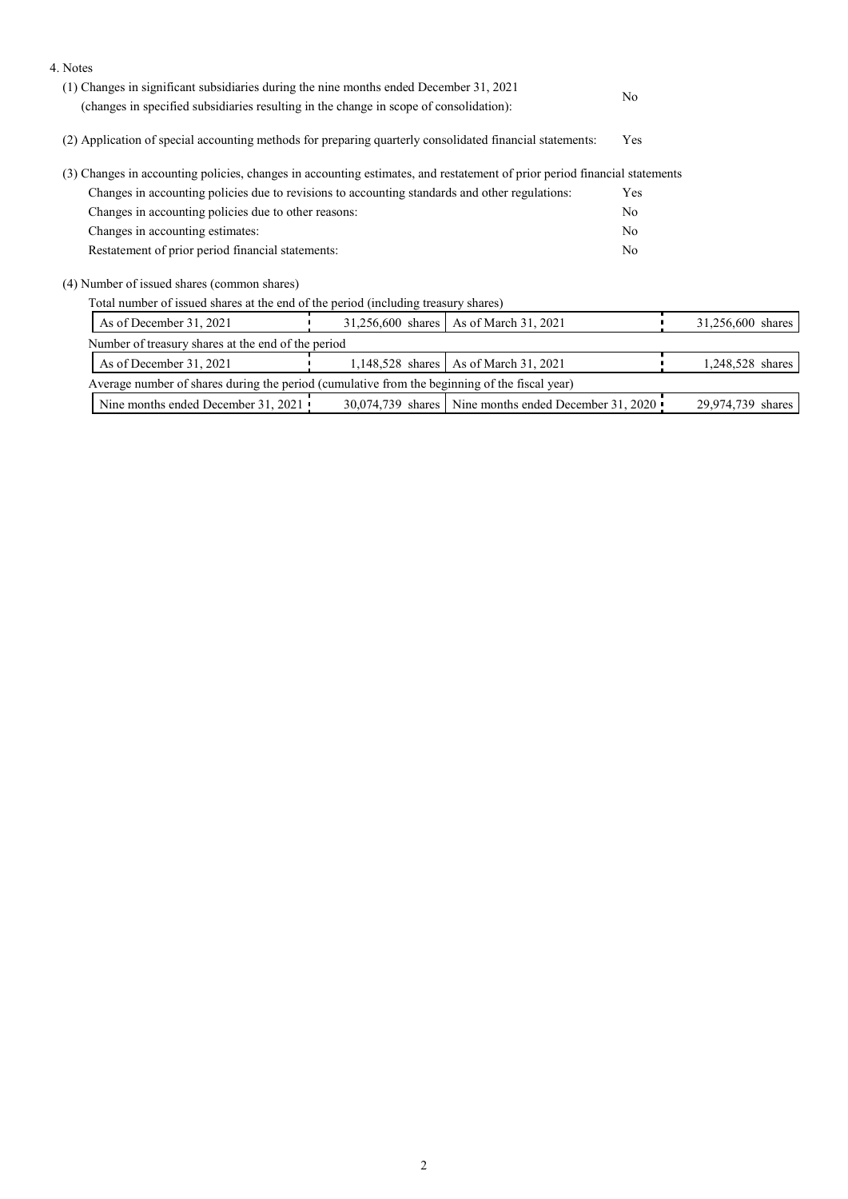4. Notes

(1) Changes in significant subsidiaries during the nine months ended December 31, 2021 (changes in specified subsidiaries resulting in the change in scope of consolidation): No

(2) Application of special accounting methods for preparing quarterly consolidated financial statements: Yes

(3) Changes in accounting policies, changes in accounting estimates, and restatement of prior period financial statements

| | |
|---|---|
| Changes in accounting policies due to revisions to accounting standards and other regulations: | Yes |
| Changes in accounting policies due to other reasons: | No |
| Changes in accounting estimates: | No |
| Restatement of prior period financial statements: | No |

(4) Number of issued shares (common shares)

Total number of issued shares at the end of the period (including treasury shares)

| | | | |
|---|---|---|---|
| As of December 31, 2021 | 31,256,600 shares | As of March 31, 2021 | 31,256,600 shares |

Number of treasury shares at the end of the period

| | | | |
|---|---|---|---|
| As of December 31, 2021 | 1,148,528 shares | As of March 31, 2021 | 1,248,528 shares |

Average number of shares during the period (cumulative from the beginning of the fiscal year)

| | | | |
|---|---|---|---|
| Nine months ended December 31, 2021 | 30,074,739 shares | Nine months ended December 31, 2020 | 29,974,739 shares |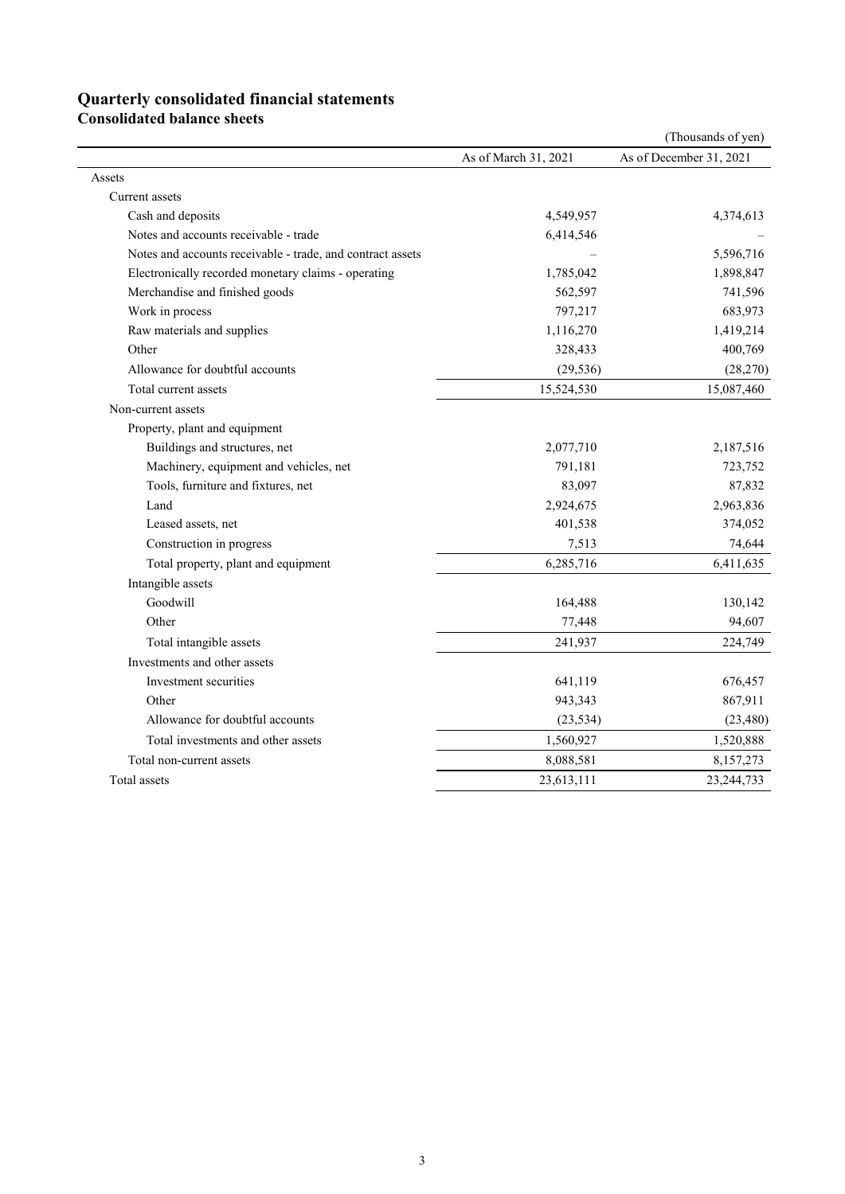# Quarterly consolidated financial statements

## Consolidated balance sheets

(Thousands of yen)

| | As of March 31, 2021 | As of December 31, 2021 |
|---|---|---|
| Assets | | |
| Current assets | | |
| Cash and deposits | 4,549,957 | 4,374,613 |
| Notes and accounts receivable - trade | 6,414,546 | – |
| Notes and accounts receivable - trade, and contract assets | – | 5,596,716 |
| Electronically recorded monetary claims - operating | 1,785,042 | 1,898,847 |
| Merchandise and finished goods | 562,597 | 741,596 |
| Work in process | 797,217 | 683,973 |
| Raw materials and supplies | 1,116,270 | 1,419,214 |
| Other | 328,433 | 400,769 |
| Allowance for doubtful accounts | (29,536) | (28,270) |
| Total current assets | 15,524,530 | 15,087,460 |
| Non-current assets | | |
| Property, plant and equipment | | |
| Buildings and structures, net | 2,077,710 | 2,187,516 |
| Machinery, equipment and vehicles, net | 791,181 | 723,752 |
| Tools, furniture and fixtures, net | 83,097 | 87,832 |
| Land | 2,924,675 | 2,963,836 |
| Leased assets, net | 401,538 | 374,052 |
| Construction in progress | 7,513 | 74,644 |
| Total property, plant and equipment | 6,285,716 | 6,411,635 |
| Intangible assets | | |
| Goodwill | 164,488 | 130,142 |
| Other | 77,448 | 94,607 |
| Total intangible assets | 241,937 | 224,749 |
| Investments and other assets | | |
| Investment securities | 641,119 | 676,457 |
| Other | 943,343 | 867,911 |
| Allowance for doubtful accounts | (23,534) | (23,480) |
| Total investments and other assets | 1,560,927 | 1,520,888 |
| Total non-current assets | 8,088,581 | 8,157,273 |
| Total assets | 23,613,111 | 23,244,733 |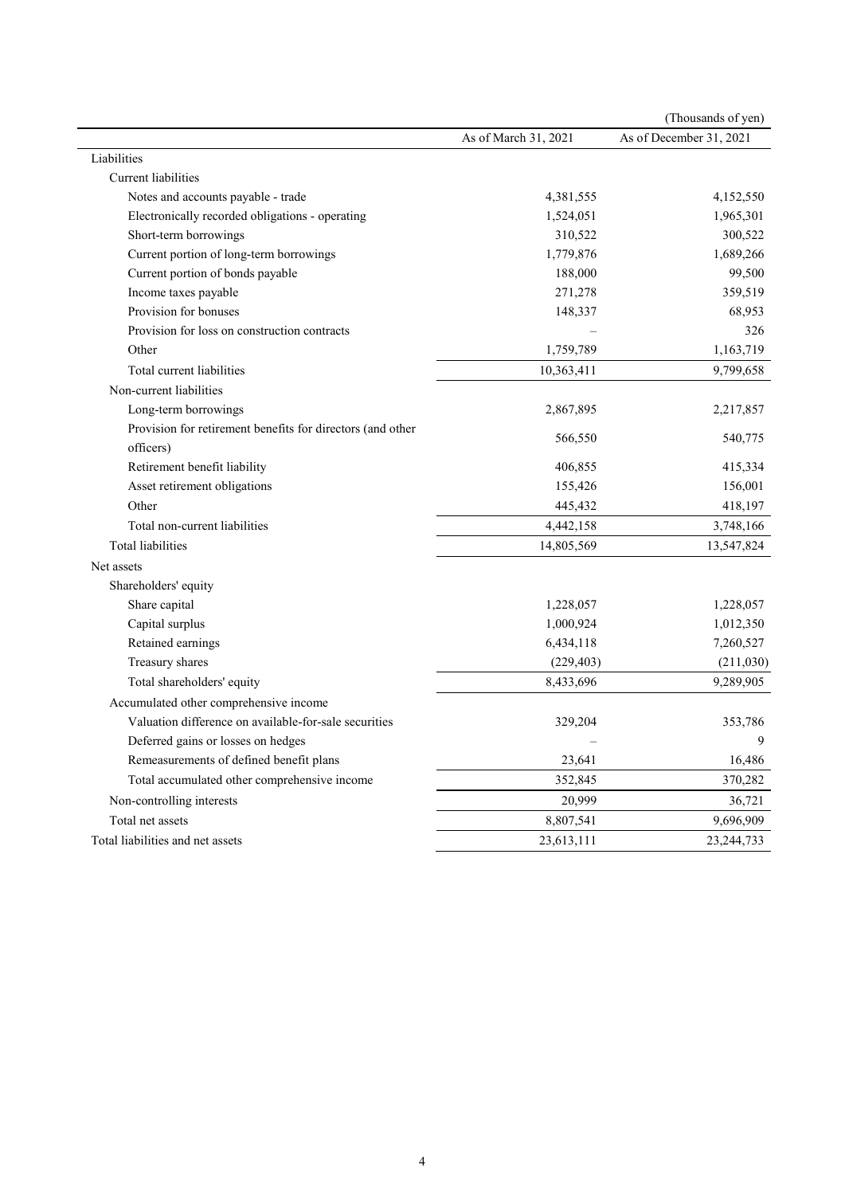(Thousands of yen)

| | As of March 31, 2021 | As of December 31, 2021 |
|---|---|---|
| Liabilities | | |
| Current liabilities | | |
| Notes and accounts payable - trade | 4,381,555 | 4,152,550 |
| Electronically recorded obligations - operating | 1,524,051 | 1,965,301 |
| Short-term borrowings | 310,522 | 300,522 |
| Current portion of long-term borrowings | 1,779,876 | 1,689,266 |
| Current portion of bonds payable | 188,000 | 99,500 |
| Income taxes payable | 271,278 | 359,519 |
| Provision for bonuses | 148,337 | 68,953 |
| Provision for loss on construction contracts | – | 326 |
| Other | 1,759,789 | 1,163,719 |
| Total current liabilities | 10,363,411 | 9,799,658 |
| Non-current liabilities | | |
| Long-term borrowings | 2,867,895 | 2,217,857 |
| Provision for retirement benefits for directors (and other officers) | 566,550 | 540,775 |
| Retirement benefit liability | 406,855 | 415,334 |
| Asset retirement obligations | 155,426 | 156,001 |
| Other | 445,432 | 418,197 |
| Total non-current liabilities | 4,442,158 | 3,748,166 |
| Total liabilities | 14,805,569 | 13,547,824 |
| Net assets | | |
| Shareholders' equity | | |
| Share capital | 1,228,057 | 1,228,057 |
| Capital surplus | 1,000,924 | 1,012,350 |
| Retained earnings | 6,434,118 | 7,260,527 |
| Treasury shares | (229,403) | (211,030) |
| Total shareholders' equity | 8,433,696 | 9,289,905 |
| Accumulated other comprehensive income | | |
| Valuation difference on available-for-sale securities | 329,204 | 353,786 |
| Deferred gains or losses on hedges | – | 9 |
| Remeasurements of defined benefit plans | 23,641 | 16,486 |
| Total accumulated other comprehensive income | 352,845 | 370,282 |
| Non-controlling interests | 20,999 | 36,721 |
| Total net assets | 8,807,541 | 9,696,909 |
| Total liabilities and net assets | 23,613,111 | 23,244,733 |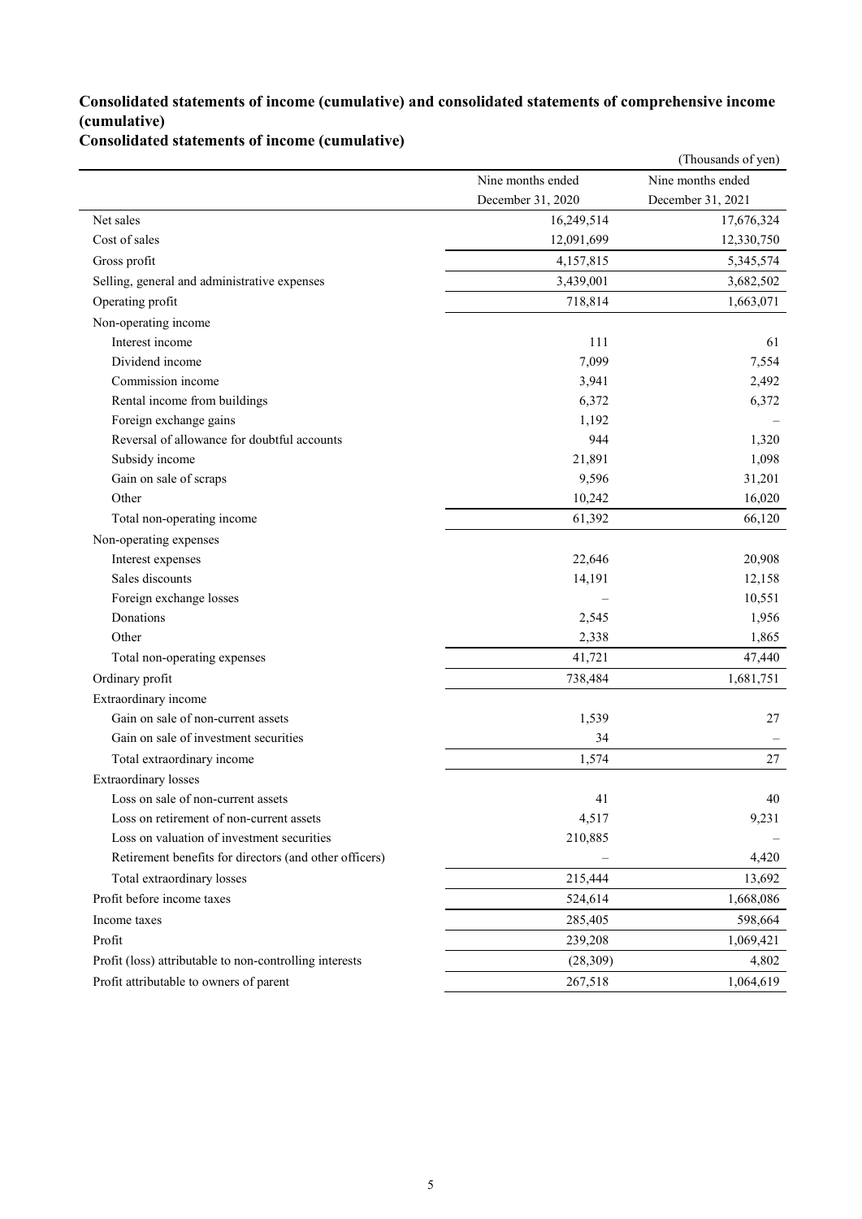## Consolidated statements of income (cumulative) and consolidated statements of comprehensive income (cumulative)

### Consolidated statements of income (cumulative)

(Thousands of yen)

| | Nine months ended December 31, 2020 | Nine months ended December 31, 2021 |
|---|---|---|
| Net sales | 16,249,514 | 17,676,324 |
| Cost of sales | 12,091,699 | 12,330,750 |
| Gross profit | 4,157,815 | 5,345,574 |
| Selling, general and administrative expenses | 3,439,001 | 3,682,502 |
| Operating profit | 718,814 | 1,663,071 |
| Non-operating income | | |
| Interest income | 111 | 61 |
| Dividend income | 7,099 | 7,554 |
| Commission income | 3,941 | 2,492 |
| Rental income from buildings | 6,372 | 6,372 |
| Foreign exchange gains | 1,192 | – |
| Reversal of allowance for doubtful accounts | 944 | 1,320 |
| Subsidy income | 21,891 | 1,098 |
| Gain on sale of scraps | 9,596 | 31,201 |
| Other | 10,242 | 16,020 |
| Total non-operating income | 61,392 | 66,120 |
| Non-operating expenses | | |
| Interest expenses | 22,646 | 20,908 |
| Sales discounts | 14,191 | 12,158 |
| Foreign exchange losses | – | 10,551 |
| Donations | 2,545 | 1,956 |
| Other | 2,338 | 1,865 |
| Total non-operating expenses | 41,721 | 47,440 |
| Ordinary profit | 738,484 | 1,681,751 |
| Extraordinary income | | |
| Gain on sale of non-current assets | 1,539 | 27 |
| Gain on sale of investment securities | 34 | – |
| Total extraordinary income | 1,574 | 27 |
| Extraordinary losses | | |
| Loss on sale of non-current assets | 41 | 40 |
| Loss on retirement of non-current assets | 4,517 | 9,231 |
| Loss on valuation of investment securities | 210,885 | – |
| Retirement benefits for directors (and other officers) | – | 4,420 |
| Total extraordinary losses | 215,444 | 13,692 |
| Profit before income taxes | 524,614 | 1,668,086 |
| Income taxes | 285,405 | 598,664 |
| Profit | 239,208 | 1,069,421 |
| Profit (loss) attributable to non-controlling interests | (28,309) | 4,802 |
| Profit attributable to owners of parent | 267,518 | 1,064,619 |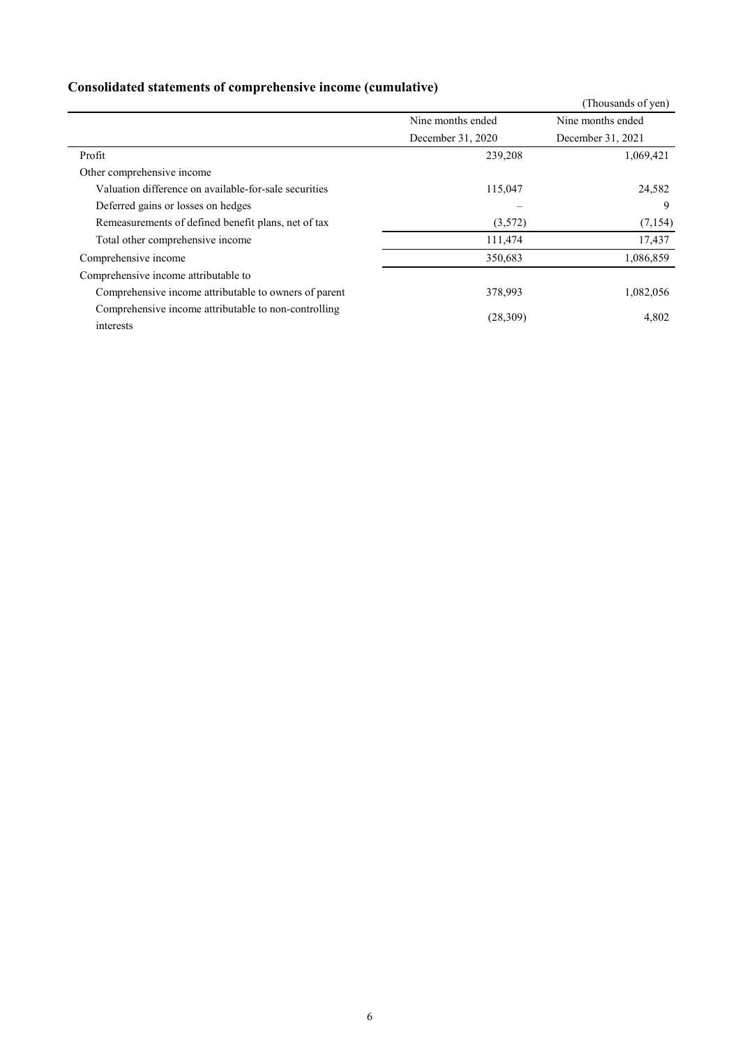## Consolidated statements of comprehensive income (cumulative)

(Thousands of yen)

| | Nine months ended December 31, 2020 | Nine months ended December 31, 2021 |
|---|---|---|
| Profit | 239,208 | 1,069,421 |
| Other comprehensive income | | |
| Valuation difference on available-for-sale securities | 115,047 | 24,582 |
| Deferred gains or losses on hedges | – | 9 |
| Remeasurements of defined benefit plans, net of tax | (3,572) | (7,154) |
| Total other comprehensive income | 111,474 | 17,437 |
| Comprehensive income | 350,683 | 1,086,859 |
| Comprehensive income attributable to | | |
| Comprehensive income attributable to owners of parent | 378,993 | 1,082,056 |
| Comprehensive income attributable to non-controlling interests | (28,309) | 4,802 |